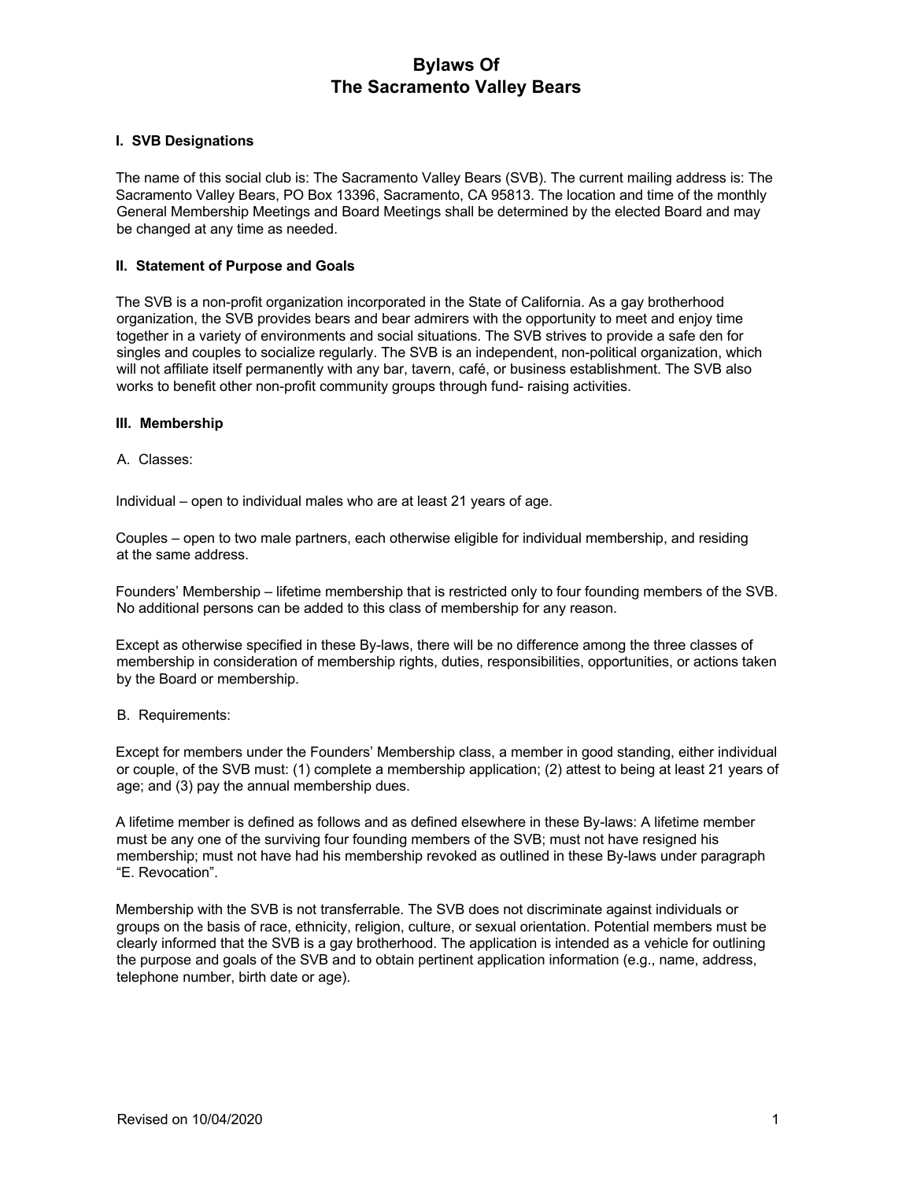# Bylaws Of
# The Sacramento Valley Bears

### I. SVB Designations

The name of this social club is: The Sacramento Valley Bears (SVB). The current mailing address is: The Sacramento Valley Bears, PO Box 13396, Sacramento, CA 95813. The location and time of the monthly General Membership Meetings and Board Meetings shall be determined by the elected Board and may be changed at any time as needed.

### II. Statement of Purpose and Goals

The SVB is a non-profit organization incorporated in the State of California. As a gay brotherhood organization, the SVB provides bears and bear admirers with the opportunity to meet and enjoy time together in a variety of environments and social situations. The SVB strives to provide a safe den for singles and couples to socialize regularly. The SVB is an independent, non-political organization, which will not affiliate itself permanently with any bar, tavern, café, or business establishment. The SVB also works to benefit other non-profit community groups through fund- raising activities.

### III. Membership

A. Classes:

Individual – open to individual males who are at least 21 years of age.

Couples – open to two male partners, each otherwise eligible for individual membership, and residing at the same address.

Founders' Membership – lifetime membership that is restricted only to four founding members of the SVB. No additional persons can be added to this class of membership for any reason.

Except as otherwise specified in these By-laws, there will be no difference among the three classes of membership in consideration of membership rights, duties, responsibilities, opportunities, or actions taken by the Board or membership.

B. Requirements:

Except for members under the Founders' Membership class, a member in good standing, either individual or couple, of the SVB must: (1) complete a membership application; (2) attest to being at least 21 years of age; and (3) pay the annual membership dues.

A lifetime member is defined as follows and as defined elsewhere in these By-laws: A lifetime member must be any one of the surviving four founding members of the SVB; must not have resigned his membership; must not have had his membership revoked as outlined in these By-laws under paragraph "E. Revocation".

Membership with the SVB is not transferrable. The SVB does not discriminate against individuals or groups on the basis of race, ethnicity, religion, culture, or sexual orientation. Potential members must be clearly informed that the SVB is a gay brotherhood. The application is intended as a vehicle for outlining the purpose and goals of the SVB and to obtain pertinent application information (e.g., name, address, telephone number, birth date or age).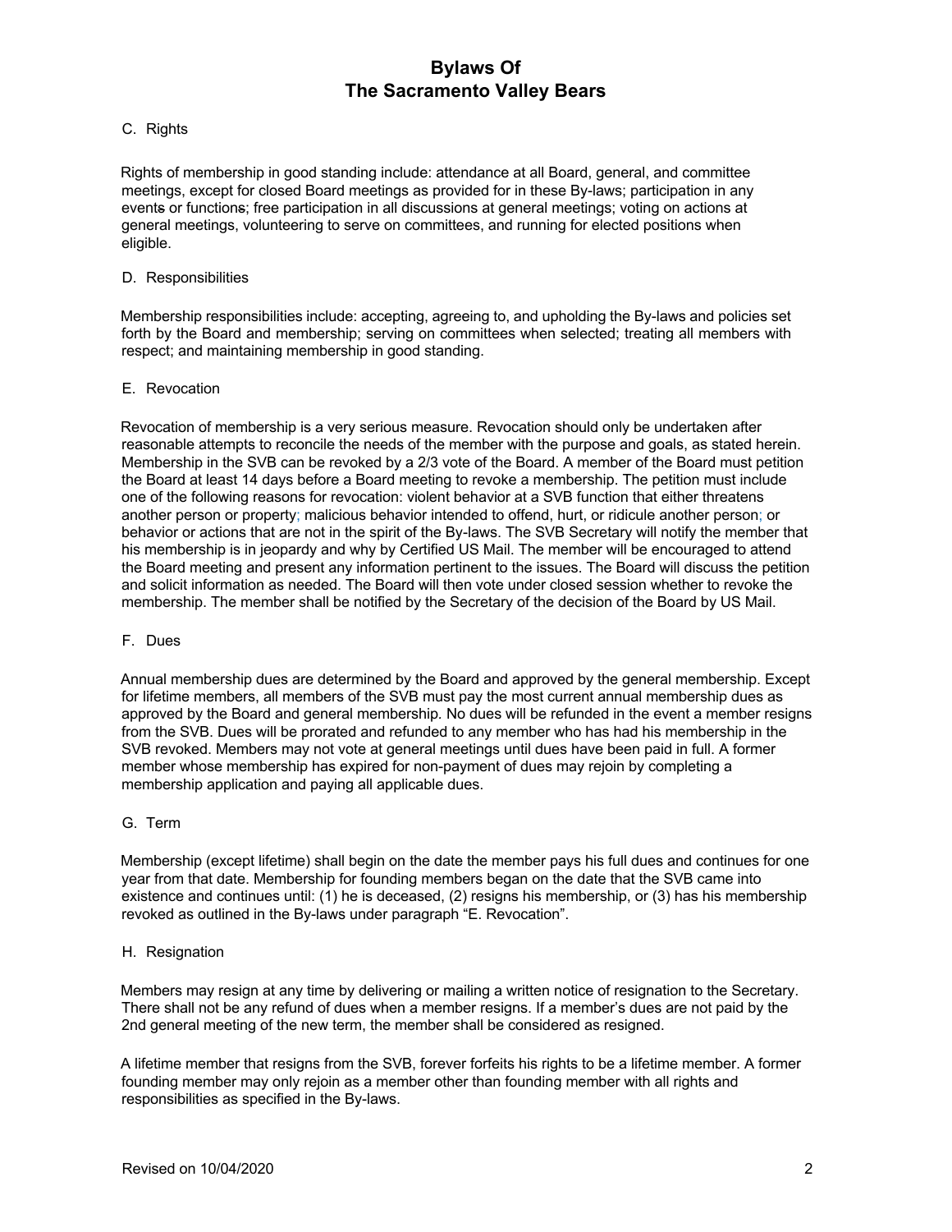C. Rights

Rights of membership in good standing include: attendance at all Board, general, and committee meetings, except for closed Board meetings as provided for in these By-laws; participation in any event or function; free participation in all discussions at general meetings; voting on actions at general meetings, volunteering to serve on committees, and running for elected positions when eligible.

D. Responsibilities

Membership responsibilities include: accepting, agreeing to, and upholding the By-laws and policies set forth by the Board and membership; serving on committees when selected; treating all members with respect; and maintaining membership in good standing.

E. Revocation

Revocation of membership is a very serious measure. Revocation should only be undertaken after reasonable attempts to reconcile the needs of the member with the purpose and goals, as stated herein. Membership in the SVB can be revoked by a 2/3 vote of the Board. A member of the Board must petition the Board at least 14 days before a Board meeting to revoke a membership. The petition must include one of the following reasons for revocation: violent behavior at a SVB function that either threatens another person or property; malicious behavior intended to offend, hurt, or ridicule another person; or behavior or actions that are not in the spirit of the By-laws. The SVB Secretary will notify the member that his membership is in jeopardy and why by Certified US Mail. The member will be encouraged to attend the Board meeting and present any information pertinent to the issues. The Board will discuss the petition and solicit information as needed. The Board will then vote under closed session whether to revoke the membership. The member shall be notified by the Secretary of the decision of the Board by US Mail.

F. Dues

Annual membership dues are determined by the Board and approved by the general membership. Except for lifetime members, all members of the SVB must pay the most current annual membership dues as approved by the Board and general membership. No dues will be refunded in the event a member resigns from the SVB. Dues will be prorated and refunded to any member who has had his membership in the SVB revoked. Members may not vote at general meetings until dues have been paid in full. A former member whose membership has expired for non-payment of dues may rejoin by completing a membership application and paying all applicable dues.

G. Term

Membership (except lifetime) shall begin on the date the member pays his full dues and continues for one year from that date. Membership for founding members began on the date that the SVB came into existence and continues until: (1) he is deceased, (2) resigns his membership, or (3) has his membership revoked as outlined in the By-laws under paragraph "E. Revocation".

H. Resignation

Members may resign at any time by delivering or mailing a written notice of resignation to the Secretary. There shall not be any refund of dues when a member resigns. If a member's dues are not paid by the 2nd general meeting of the new term, the member shall be considered as resigned.

A lifetime member that resigns from the SVB, forever forfeits his rights to be a lifetime member. A former founding member may only rejoin as a member other than founding member with all rights and responsibilities as specified in the By-laws.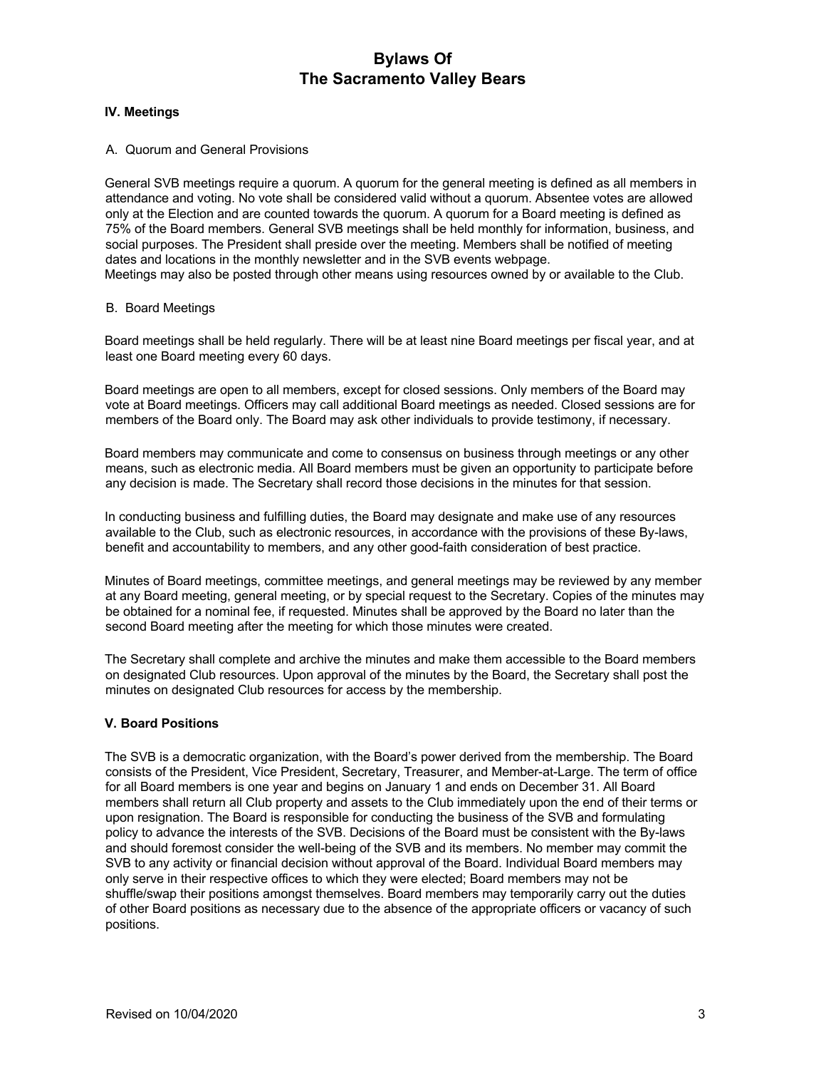# Bylaws Of
# The Sacramento Valley Bears

### IV. Meetings

A. Quorum and General Provisions

General SVB meetings require a quorum. A quorum for the general meeting is defined as all members in attendance and voting. No vote shall be considered valid without a quorum. Absentee votes are allowed only at the Election and are counted towards the quorum. A quorum for a Board meeting is defined as 75% of the Board members. General SVB meetings shall be held monthly for information, business, and social purposes. The President shall preside over the meeting. Members shall be notified of meeting dates and locations in the monthly newsletter and in the SVB events webpage.
Meetings may also be posted through other means using resources owned by or available to the Club.

B. Board Meetings

Board meetings shall be held regularly. There will be at least nine Board meetings per fiscal year, and at least one Board meeting every 60 days.

Board meetings are open to all members, except for closed sessions. Only members of the Board may vote at Board meetings. Officers may call additional Board meetings as needed. Closed sessions are for members of the Board only. The Board may ask other individuals to provide testimony, if necessary.

Board members may communicate and come to consensus on business through meetings or any other means, such as electronic media. All Board members must be given an opportunity to participate before any decision is made. The Secretary shall record those decisions in the minutes for that session.

In conducting business and fulfilling duties, the Board may designate and make use of any resources available to the Club, such as electronic resources, in accordance with the provisions of these By-laws, benefit and accountability to members, and any other good-faith consideration of best practice.

Minutes of Board meetings, committee meetings, and general meetings may be reviewed by any member at any Board meeting, general meeting, or by special request to the Secretary. Copies of the minutes may be obtained for a nominal fee, if requested. Minutes shall be approved by the Board no later than the second Board meeting after the meeting for which those minutes were created.

The Secretary shall complete and archive the minutes and make them accessible to the Board members on designated Club resources. Upon approval of the minutes by the Board, the Secretary shall post the minutes on designated Club resources for access by the membership.

### V. Board Positions

The SVB is a democratic organization, with the Board's power derived from the membership. The Board consists of the President, Vice President, Secretary, Treasurer, and Member-at-Large. The term of office for all Board members is one year and begins on January 1 and ends on December 31. All Board members shall return all Club property and assets to the Club immediately upon the end of their terms or upon resignation. The Board is responsible for conducting the business of the SVB and formulating policy to advance the interests of the SVB. Decisions of the Board must be consistent with the By-laws and should foremost consider the well-being of the SVB and its members. No member may commit the SVB to any activity or financial decision without approval of the Board. Individual Board members may only serve in their respective offices to which they were elected; Board members may not be shuffle/swap their positions amongst themselves. Board members may temporarily carry out the duties of other Board positions as necessary due to the absence of the appropriate officers or vacancy of such positions.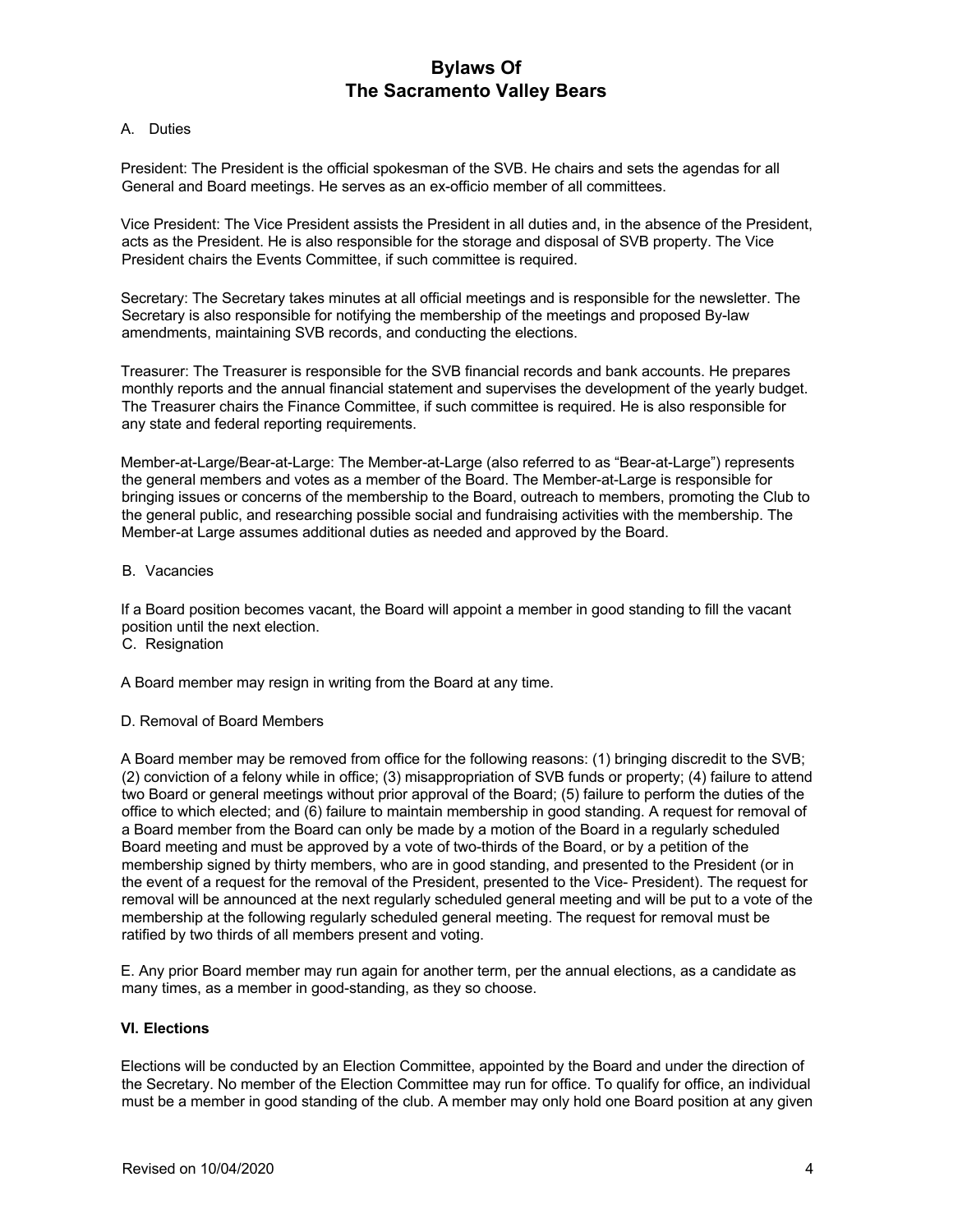# Bylaws Of
# The Sacramento Valley Bears

A. Duties

President: The President is the official spokesman of the SVB. He chairs and sets the agendas for all General and Board meetings. He serves as an ex-officio member of all committees.

Vice President: The Vice President assists the President in all duties and, in the absence of the President, acts as the President. He is also responsible for the storage and disposal of SVB property. The Vice President chairs the Events Committee, if such committee is required.

Secretary: The Secretary takes minutes at all official meetings and is responsible for the newsletter. The Secretary is also responsible for notifying the membership of the meetings and proposed By-law amendments, maintaining SVB records, and conducting the elections.

Treasurer: The Treasurer is responsible for the SVB financial records and bank accounts. He prepares monthly reports and the annual financial statement and supervises the development of the yearly budget. The Treasurer chairs the Finance Committee, if such committee is required. He is also responsible for any state and federal reporting requirements.

Member-at-Large/Bear-at-Large: The Member-at-Large (also referred to as "Bear-at-Large") represents the general members and votes as a member of the Board. The Member-at-Large is responsible for bringing issues or concerns of the membership to the Board, outreach to members, promoting the Club to the general public, and researching possible social and fundraising activities with the membership. The Member-at Large assumes additional duties as needed and approved by the Board.

B. Vacancies

If a Board position becomes vacant, the Board will appoint a member in good standing to fill the vacant position until the next election.

C. Resignation

A Board member may resign in writing from the Board at any time.

D. Removal of Board Members

A Board member may be removed from office for the following reasons: (1) bringing discredit to the SVB; (2) conviction of a felony while in office; (3) misappropriation of SVB funds or property; (4) failure to attend two Board or general meetings without prior approval of the Board; (5) failure to perform the duties of the office to which elected; and (6) failure to maintain membership in good standing. A request for removal of a Board member from the Board can only be made by a motion of the Board in a regularly scheduled Board meeting and must be approved by a vote of two-thirds of the Board, or by a petition of the membership signed by thirty members, who are in good standing, and presented to the President (or in the event of a request for the removal of the President, presented to the Vice- President). The request for removal will be announced at the next regularly scheduled general meeting and will be put to a vote of the membership at the following regularly scheduled general meeting. The request for removal must be ratified by two thirds of all members present and voting.

E. Any prior Board member may run again for another term, per the annual elections, as a candidate as many times, as a member in good-standing, as they so choose.

**VI. Elections**

Elections will be conducted by an Election Committee, appointed by the Board and under the direction of the Secretary. No member of the Election Committee may run for office. To qualify for office, an individual must be a member in good standing of the club. A member may only hold one Board position at any given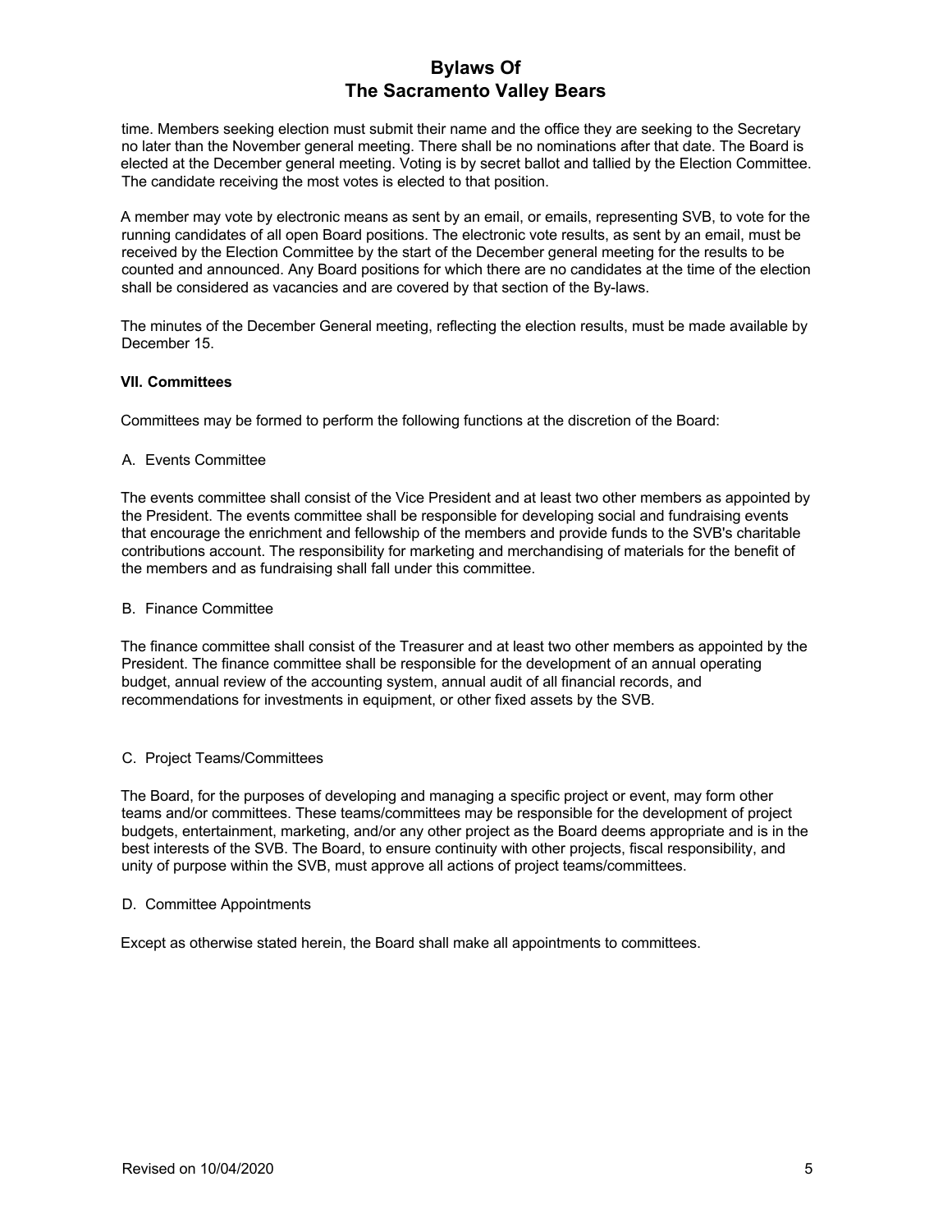time. Members seeking election must submit their name and the office they are seeking to the Secretary no later than the November general meeting. There shall be no nominations after that date. The Board is elected at the December general meeting. Voting is by secret ballot and tallied by the Election Committee. The candidate receiving the most votes is elected to that position.

A member may vote by electronic means as sent by an email, or emails, representing SVB, to vote for the running candidates of all open Board positions. The electronic vote results, as sent by an email, must be received by the Election Committee by the start of the December general meeting for the results to be counted and announced. Any Board positions for which there are no candidates at the time of the election shall be considered as vacancies and are covered by that section of the By-laws.

The minutes of the December General meeting, reflecting the election results, must be made available by December 15.

**VII. Committees**

Committees may be formed to perform the following functions at the discretion of the Board:

A. Events Committee

The events committee shall consist of the Vice President and at least two other members as appointed by the President. The events committee shall be responsible for developing social and fundraising events that encourage the enrichment and fellowship of the members and provide funds to the SVB's charitable contributions account. The responsibility for marketing and merchandising of materials for the benefit of the members and as fundraising shall fall under this committee.

B. Finance Committee

The finance committee shall consist of the Treasurer and at least two other members as appointed by the President. The finance committee shall be responsible for the development of an annual operating budget, annual review of the accounting system, annual audit of all financial records, and recommendations for investments in equipment, or other fixed assets by the SVB.

C. Project Teams/Committees

The Board, for the purposes of developing and managing a specific project or event, may form other teams and/or committees. These teams/committees may be responsible for the development of project budgets, entertainment, marketing, and/or any other project as the Board deems appropriate and is in the best interests of the SVB. The Board, to ensure continuity with other projects, fiscal responsibility, and unity of purpose within the SVB, must approve all actions of project teams/committees.

D. Committee Appointments

Except as otherwise stated herein, the Board shall make all appointments to committees.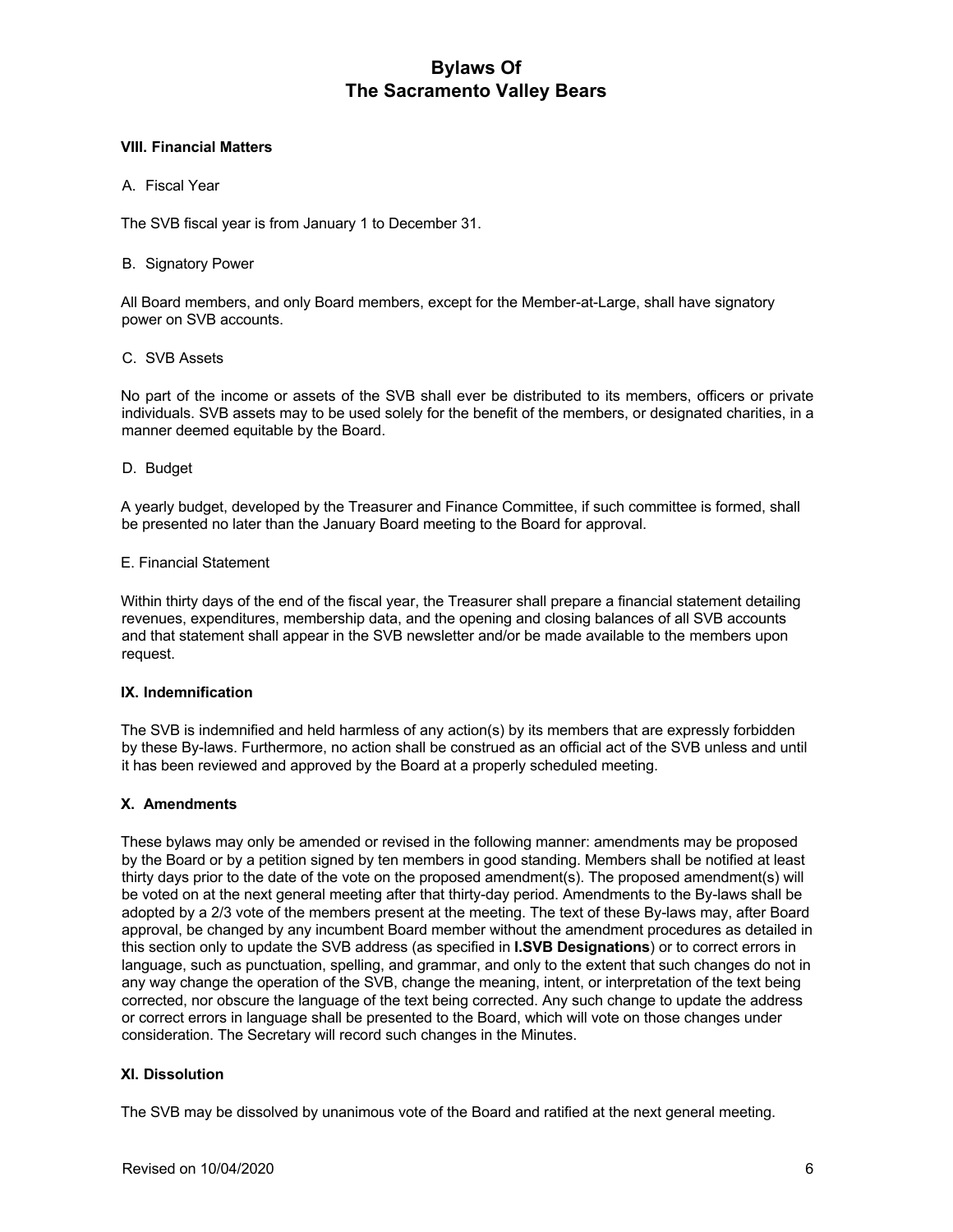### VIII. Financial Matters

A. Fiscal Year

The SVB fiscal year is from January 1 to December 31.

B. Signatory Power

All Board members, and only Board members, except for the Member-at-Large, shall have signatory power on SVB accounts.

C. SVB Assets

No part of the income or assets of the SVB shall ever be distributed to its members, officers or private individuals. SVB assets may to be used solely for the benefit of the members, or designated charities, in a manner deemed equitable by the Board.

D. Budget

A yearly budget, developed by the Treasurer and Finance Committee, if such committee is formed, shall be presented no later than the January Board meeting to the Board for approval.

E. Financial Statement

Within thirty days of the end of the fiscal year, the Treasurer shall prepare a financial statement detailing revenues, expenditures, membership data, and the opening and closing balances of all SVB accounts and that statement shall appear in the SVB newsletter and/or be made available to the members upon request.

### IX. Indemnification

The SVB is indemnified and held harmless of any action(s) by its members that are expressly forbidden by these By-laws. Furthermore, no action shall be construed as an official act of the SVB unless and until it has been reviewed and approved by the Board at a properly scheduled meeting.

### X. Amendments

These bylaws may only be amended or revised in the following manner: amendments may be proposed by the Board or by a petition signed by ten members in good standing. Members shall be notified at least thirty days prior to the date of the vote on the proposed amendment(s). The proposed amendment(s) will be voted on at the next general meeting after that thirty-day period. Amendments to the By-laws shall be adopted by a 2/3 vote of the members present at the meeting. The text of these By-laws may, after Board approval, be changed by any incumbent Board member without the amendment procedures as detailed in this section only to update the SVB address (as specified in **I.SVB Designations**) or to correct errors in language, such as punctuation, spelling, and grammar, and only to the extent that such changes do not in any way change the operation of the SVB, change the meaning, intent, or interpretation of the text being corrected, nor obscure the language of the text being corrected. Any such change to update the address or correct errors in language shall be presented to the Board, which will vote on those changes under consideration. The Secretary will record such changes in the Minutes.

### XI. Dissolution

The SVB may be dissolved by unanimous vote of the Board and ratified at the next general meeting.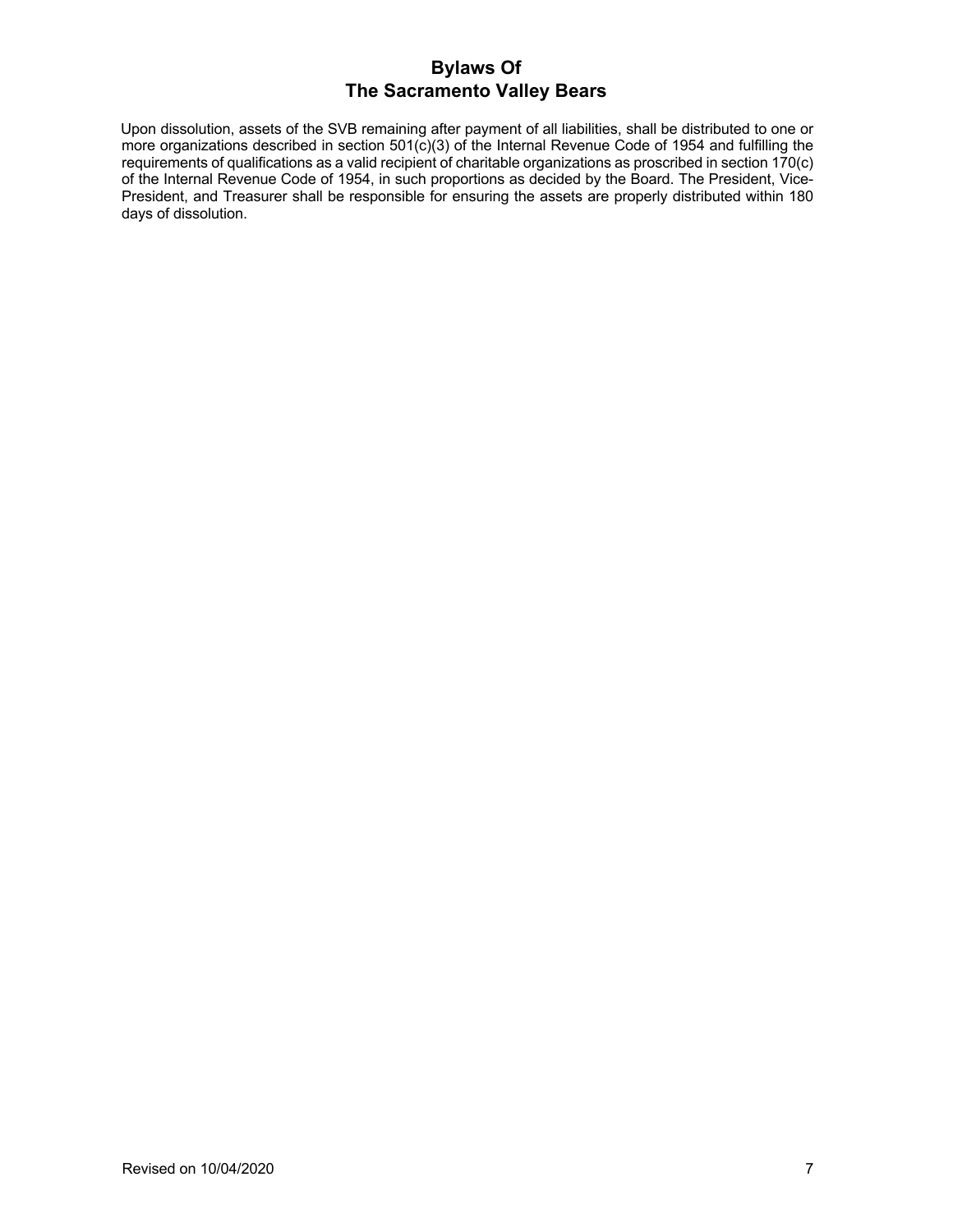Upon dissolution, assets of the SVB remaining after payment of all liabilities, shall be distributed to one or more organizations described in section 501(c)(3) of the Internal Revenue Code of 1954 and fulfilling the requirements of qualifications as a valid recipient of charitable organizations as proscribed in section 170(c) of the Internal Revenue Code of 1954, in such proportions as decided by the Board. The President, Vice-President, and Treasurer shall be responsible for ensuring the assets are properly distributed within 180 days of dissolution.